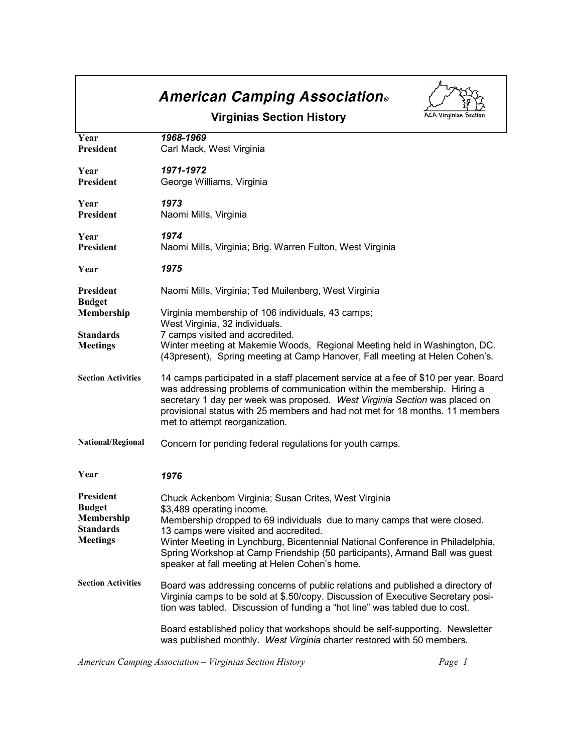# American Camping Association®

## Virginias Section History

**Year** *1968-1969*
**President** Carl Mack, West Virginia

**Year** *1971-1972*
**President** George Williams, Virginia

**Year** *1973*
**President** Naomi Mills, Virginia

**Year** *1974*
**President** Naomi Mills, Virginia; Brig. Warren Fulton, West Virginia

**Year** *1975*

**President** Naomi Mills, Virginia; Ted Muilenberg, West Virginia
**Budget**
**Membership** Virginia membership of 106 individuals, 43 camps; West Virginia, 32 individuals.
**Standards** 7 camps visited and accredited.
**Meetings** Winter meeting at Makemie Woods, Regional Meeting held in Washington, DC. (43present), Spring meeting at Camp Hanover, Fall meeting at Helen Cohen's.

**Section Activities** 14 camps participated in a staff placement service at a fee of $10 per year. Board was addressing problems of communication within the membership. Hiring a secretary 1 day per week was proposed. *West Virginia Section* was placed on provisional status with 25 members and had not met for 18 months. 11 members met to attempt reorganization.

**National/Regional** Concern for pending federal regulations for youth camps.

**Year** *1976*

**President** Chuck Ackenbom Virginia; Susan Crites, West Virginia
**Budget** $3,489 operating income.
**Membership** Membership dropped to 69 individuals due to many camps that were closed.
**Standards** 13 camps were visited and accredited.
**Meetings** Winter Meeting in Lynchburg, Bicentennial National Conference in Philadelphia, Spring Workshop at Camp Friendship (50 participants), Armand Ball was guest speaker at fall meeting at Helen Cohen's home.

**Section Activities** Board was addressing concerns of public relations and published a directory of Virginia camps to be sold at $.50/copy. Discussion of Executive Secretary position was tabled. Discussion of funding a "hot line" was tabled due to cost.

Board established policy that workshops should be self-supporting. Newsletter was published monthly. *West Virginia* charter restored with 50 members.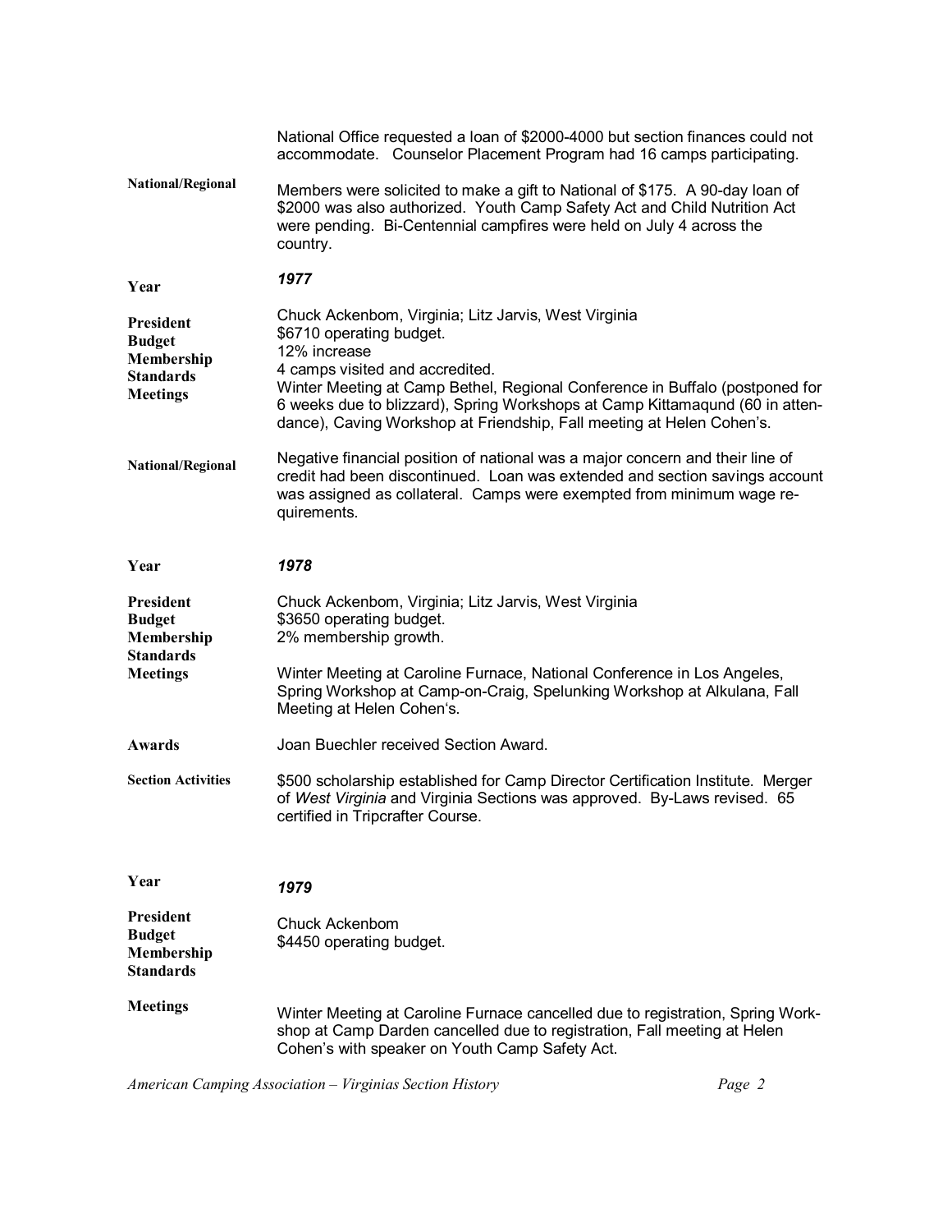National Office requested a loan of $2000-4000 but section finances could not accommodate. Counselor Placement Program had 16 camps participating.

**National/Regional**

Members were solicited to make a gift to National of $175. A 90-day loan of $2000 was also authorized. Youth Camp Safety Act and Child Nutrition Act were pending. Bi-Centennial campfires were held on July 4 across the country.

**Year** *1977*

**President** Chuck Ackenbom, Virginia; Litz Jarvis, West Virginia

**Budget** $6710 operating budget.

**Membership** 12% increase

**Standards** 4 camps visited and accredited.

**Meetings** Winter Meeting at Camp Bethel, Regional Conference in Buffalo (postponed for 6 weeks due to blizzard), Spring Workshops at Camp Kittamaqund (60 in attendance), Caving Workshop at Friendship, Fall meeting at Helen Cohen's.

**National/Regional**

Negative financial position of national was a major concern and their line of credit had been discontinued. Loan was extended and section savings account was assigned as collateral. Camps were exempted from minimum wage requirements.

**Year** *1978*

**President** Chuck Ackenbom, Virginia; Litz Jarvis, West Virginia

**Budget** $3650 operating budget.

**Membership** 2% membership growth.

**Standards**

**Meetings** Winter Meeting at Caroline Furnace, National Conference in Los Angeles, Spring Workshop at Camp-on-Craig, Spelunking Workshop at Alkulana, Fall Meeting at Helen Cohen's.

**Awards** Joan Buechler received Section Award.

**Section Activities**

$500 scholarship established for Camp Director Certification Institute. Merger of *West Virginia* and Virginia Sections was approved. By-Laws revised. 65 certified in Tripcrafter Course.

**Year** *1979*

**President** Chuck Ackenbom

**Budget** $4450 operating budget.

**Membership**

**Standards**

**Meetings** Winter Meeting at Caroline Furnace cancelled due to registration, Spring Workshop at Camp Darden cancelled due to registration, Fall meeting at Helen Cohen's with speaker on Youth Camp Safety Act.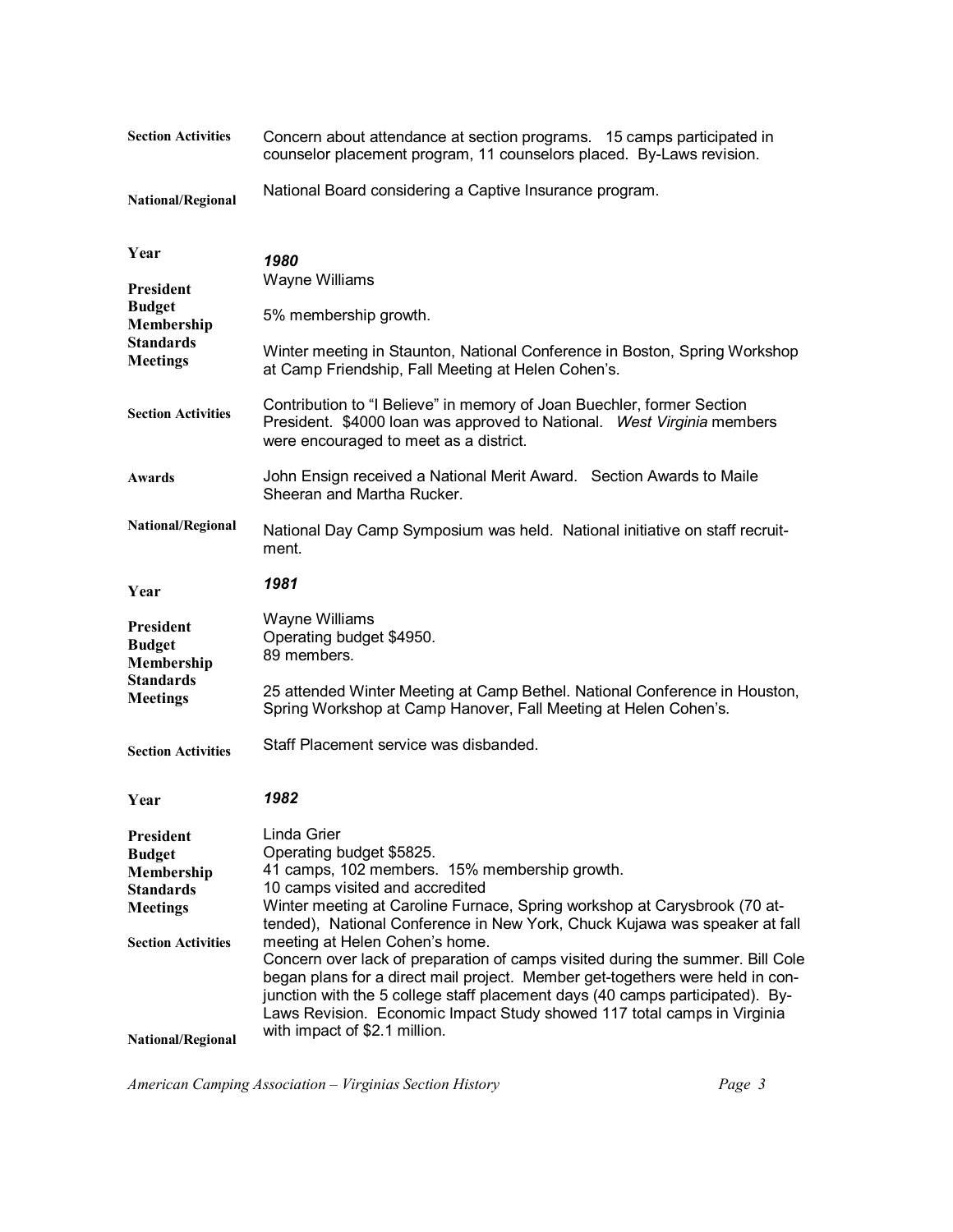**Section Activities** Concern about attendance at section programs. 15 camps participated in counselor placement program, 11 counselors placed. By-Laws revision.

**National/Regional** National Board considering a Captive Insurance program.

| | |
|---|---|
| **Year** | ***1980*** |
| **President** | Wayne Williams |
| **Budget** | |
| **Membership** | 5% membership growth. |
| **Standards** | |
| **Meetings** | Winter meeting in Staunton, National Conference in Boston, Spring Workshop at Camp Friendship, Fall Meeting at Helen Cohen's. |
| **Section Activities** | Contribution to "I Believe" in memory of Joan Buechler, former Section President. $4000 loan was approved to National. *West Virginia* members were encouraged to meet as a district. |
| **Awards** | John Ensign received a National Merit Award. Section Awards to Maile Sheeran and Martha Rucker. |
| **National/Regional** | National Day Camp Symposium was held. National initiative on staff recruitment. |

| | |
|---|---|
| **Year** | ***1981*** |
| **President** | Wayne Williams |
| **Budget** | Operating budget $4950. |
| **Membership** | 89 members. |
| **Standards** | |
| **Meetings** | 25 attended Winter Meeting at Camp Bethel. National Conference in Houston, Spring Workshop at Camp Hanover, Fall Meeting at Helen Cohen's. |
| **Section Activities** | Staff Placement service was disbanded. |

| | |
|---|---|
| **Year** | ***1982*** |
| **President** | Linda Grier |
| **Budget** | Operating budget $5825. |
| **Membership** | 41 camps, 102 members. 15% membership growth. |
| **Standards** | 10 camps visited and accredited |
| **Meetings** | Winter meeting at Caroline Furnace, Spring workshop at Carysbrook (70 attended), National Conference in New York, Chuck Kujawa was speaker at fall meeting at Helen Cohen's home. |
| **Section Activities** | Concern over lack of preparation of camps visited during the summer. Bill Cole began plans for a direct mail project. Member get-togethers were held in conjunction with the 5 college staff placement days (40 camps participated). By-Laws Revision. Economic Impact Study showed 117 total camps in Virginia with impact of $2.1 million. |
| **National/Regional** | |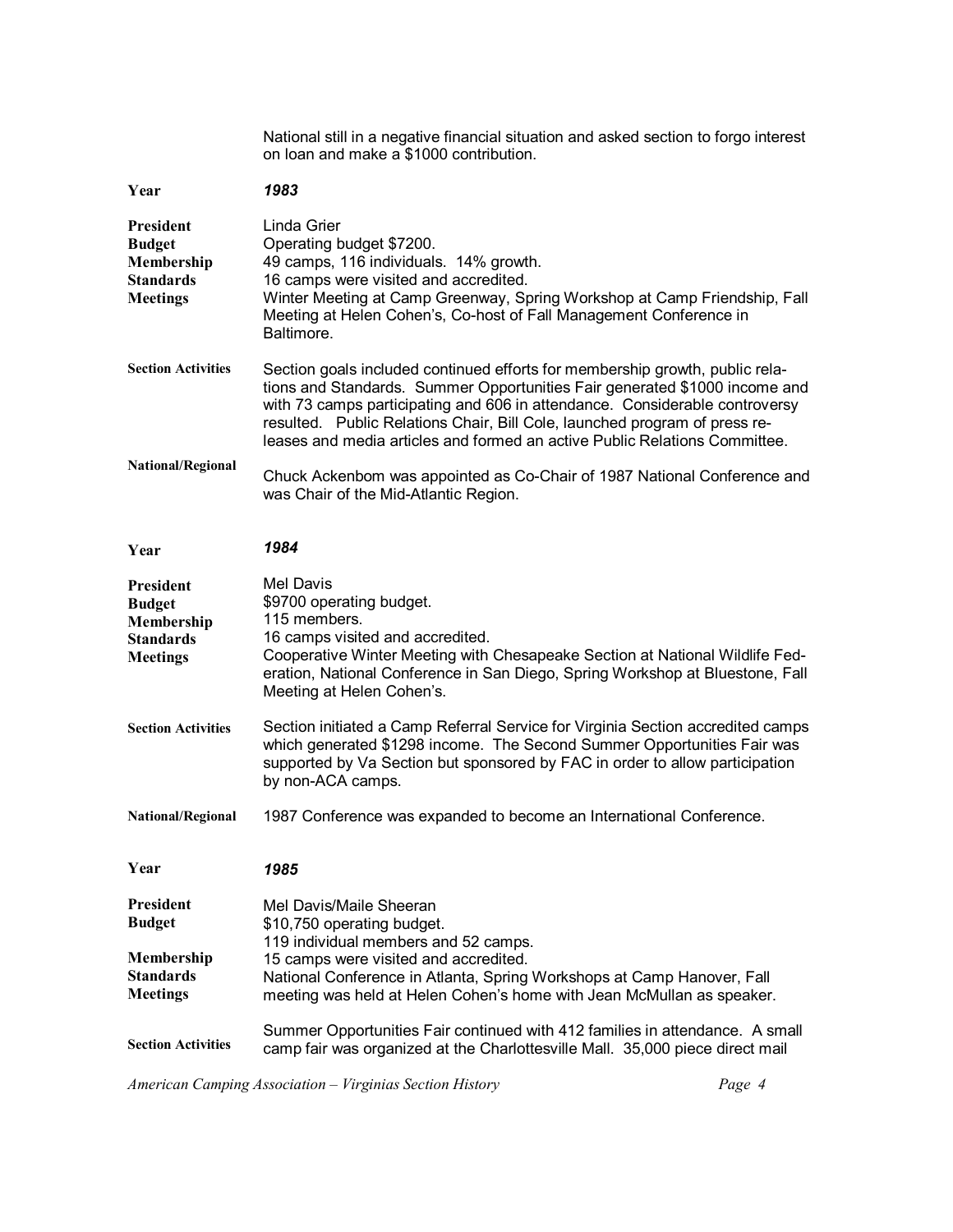National still in a negative financial situation and asked section to forgo interest on loan and make a $1000 contribution.

**Year** ***1983***

**President** Linda Grier
**Budget** Operating budget $7200.
**Membership** 49 camps, 116 individuals. 14% growth.
**Standards** 16 camps were visited and accredited.
**Meetings** Winter Meeting at Camp Greenway, Spring Workshop at Camp Friendship, Fall Meeting at Helen Cohen's, Co-host of Fall Management Conference in Baltimore.

**Section Activities** Section goals included continued efforts for membership growth, public relations and Standards. Summer Opportunities Fair generated $1000 income and with 73 camps participating and 606 in attendance. Considerable controversy resulted. Public Relations Chair, Bill Cole, launched program of press releases and media articles and formed an active Public Relations Committee.

**National/Regional** Chuck Ackenbom was appointed as Co-Chair of 1987 National Conference and was Chair of the Mid-Atlantic Region.

**Year** ***1984***

**President** Mel Davis
**Budget** $9700 operating budget.
**Membership** 115 members.
**Standards** 16 camps visited and accredited.
**Meetings** Cooperative Winter Meeting with Chesapeake Section at National Wildlife Federation, National Conference in San Diego, Spring Workshop at Bluestone, Fall Meeting at Helen Cohen's.

**Section Activities** Section initiated a Camp Referral Service for Virginia Section accredited camps which generated $1298 income. The Second Summer Opportunities Fair was supported by Va Section but sponsored by FAC in order to allow participation by non-ACA camps.

**National/Regional** 1987 Conference was expanded to become an International Conference.

**Year** ***1985***

**President** Mel Davis/Maile Sheeran
**Budget** $10,750 operating budget.
**Membership** 119 individual members and 52 camps.
**Standards** 15 camps were visited and accredited.
**Meetings** National Conference in Atlanta, Spring Workshops at Camp Hanover, Fall meeting was held at Helen Cohen's home with Jean McMullan as speaker.

**Section Activities** Summer Opportunities Fair continued with 412 families in attendance. A small camp fair was organized at the Charlottesville Mall. 35,000 piece direct mail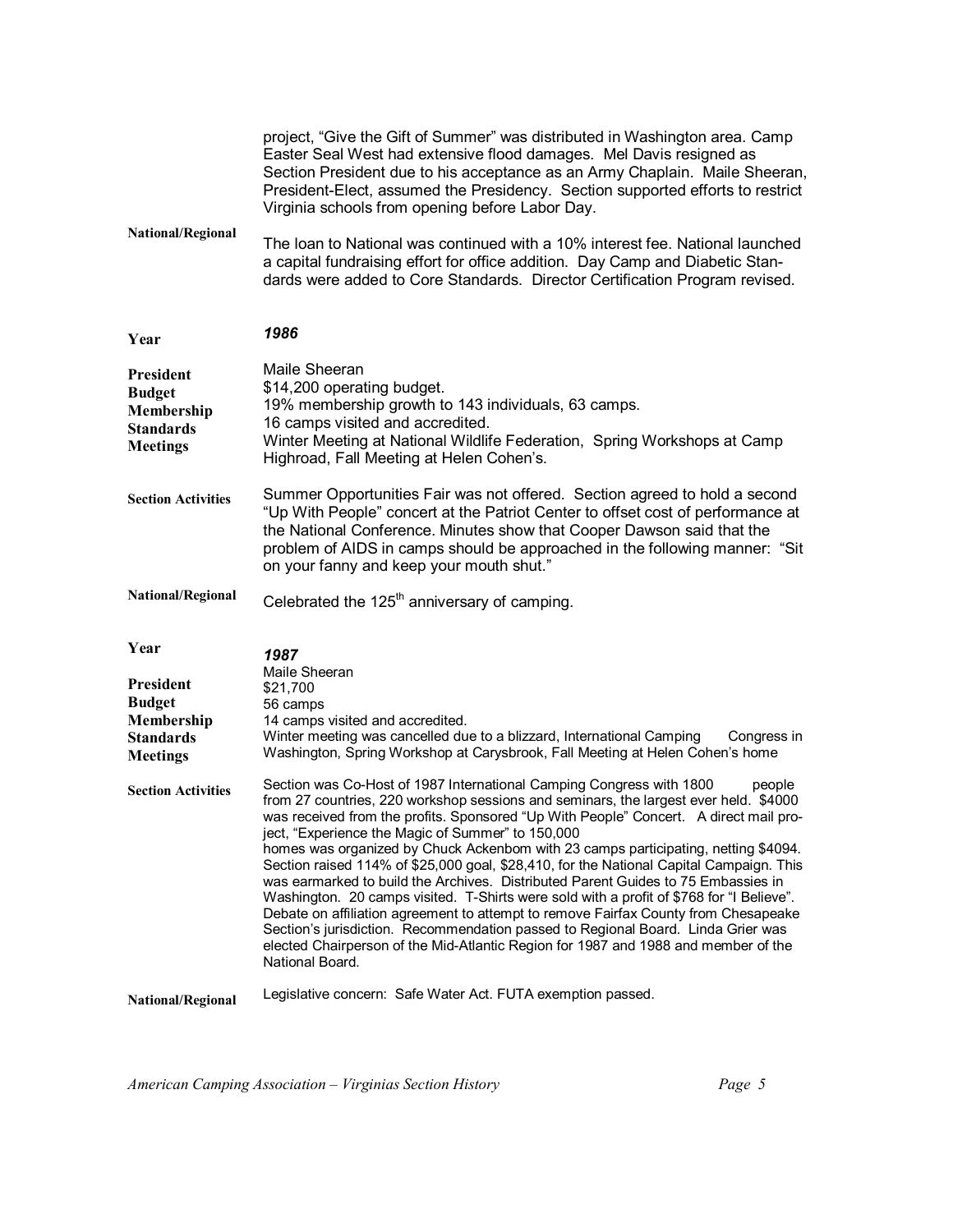project, “Give the Gift of Summer” was distributed in Washington area. Camp Easter Seal West had extensive flood damages. Mel Davis resigned as Section President due to his acceptance as an Army Chaplain. Maile Sheeran, President-Elect, assumed the Presidency. Section supported efforts to restrict Virginia schools from opening before Labor Day.

**National/Regional**

The loan to National was continued with a 10% interest fee. National launched a capital fundraising effort for office addition. Day Camp and Diabetic Standards were added to Core Standards. Director Certification Program revised.

**Year** ***1986***

**President** Maile Sheeran

**Budget** $14,200 operating budget.

**Membership** 19% membership growth to 143 individuals, 63 camps.

**Standards** 16 camps visited and accredited.

**Meetings** Winter Meeting at National Wildlife Federation, Spring Workshops at Camp Highroad, Fall Meeting at Helen Cohen’s.

**Section Activities**

Summer Opportunities Fair was not offered. Section agreed to hold a second “Up With People” concert at the Patriot Center to offset cost of performance at the National Conference. Minutes show that Cooper Dawson said that the problem of AIDS in camps should be approached in the following manner: “Sit on your fanny and keep your mouth shut.”

**National/Regional**

Celebrated the 125th anniversary of camping.

**Year** ***1987***

**President** Maile Sheeran

**Budget** $21,700

**Membership** 56 camps

**Standards** 14 camps visited and accredited.

**Meetings** Winter meeting was cancelled due to a blizzard, International Camping Congress in Washington, Spring Workshop at Carysbrook, Fall Meeting at Helen Cohen’s home

**Section Activities**

Section was Co-Host of 1987 International Camping Congress with 1800 people from 27 countries, 220 workshop sessions and seminars, the largest ever held. $4000 was received from the profits. Sponsored “Up With People” Concert. A direct mail project, “Experience the Magic of Summer” to 150,000 homes was organized by Chuck Ackenbom with 23 camps participating, netting $4094. Section raised 114% of $25,000 goal, $28,410, for the National Capital Campaign. This was earmarked to build the Archives. Distributed Parent Guides to 75 Embassies in Washington. 20 camps visited. T-Shirts were sold with a profit of $768 for “I Believe”. Debate on affiliation agreement to attempt to remove Fairfax County from Chesapeake Section’s jurisdiction. Recommendation passed to Regional Board. Linda Grier was elected Chairperson of the Mid-Atlantic Region for 1987 and 1988 and member of the National Board.

**National/Regional**

Legislative concern: Safe Water Act. FUTA exemption passed.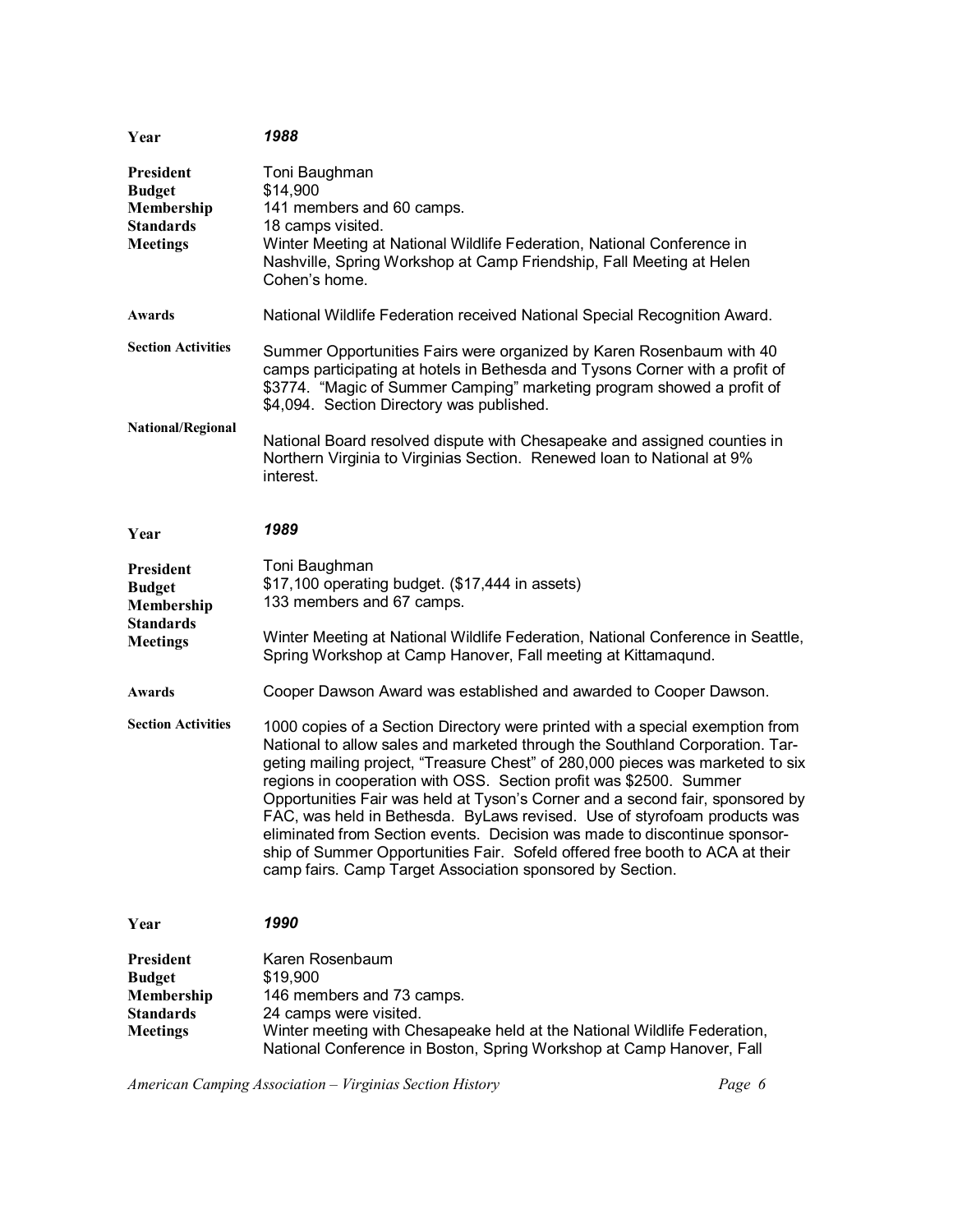| | |
|---|---|
| **Year** | ***1988*** |
| **President** | Toni Baughman |
| **Budget** | $14,900 |
| **Membership** | 141 members and 60 camps. |
| **Standards** | 18 camps visited. |
| **Meetings** | Winter Meeting at National Wildlife Federation, National Conference in Nashville, Spring Workshop at Camp Friendship, Fall Meeting at Helen Cohen's home. |
| **Awards** | National Wildlife Federation received National Special Recognition Award. |
| **Section Activities** | Summer Opportunities Fairs were organized by Karen Rosenbaum with 40 camps participating at hotels in Bethesda and Tysons Corner with a profit of $3774. "Magic of Summer Camping" marketing program showed a profit of $4,094. Section Directory was published. |
| **National/Regional** | National Board resolved dispute with Chesapeake and assigned counties in Northern Virginia to Virginias Section. Renewed loan to National at 9% interest. |

| | |
|---|---|
| **Year** | ***1989*** |
| **President** | Toni Baughman |
| **Budget** | $17,100 operating budget. ($17,444 in assets) |
| **Membership** | 133 members and 67 camps. |
| **Standards** | |
| **Meetings** | Winter Meeting at National Wildlife Federation, National Conference in Seattle, Spring Workshop at Camp Hanover, Fall meeting at Kittamaqund. |
| **Awards** | Cooper Dawson Award was established and awarded to Cooper Dawson. |
| **Section Activities** | 1000 copies of a Section Directory were printed with a special exemption from National to allow sales and marketed through the Southland Corporation. Targeting mailing project, "Treasure Chest" of 280,000 pieces was marketed to six regions in cooperation with OSS. Section profit was $2500. Summer Opportunities Fair was held at Tyson's Corner and a second fair, sponsored by FAC, was held in Bethesda. ByLaws revised. Use of styrofoam products was eliminated from Section events. Decision was made to discontinue sponsorship of Summer Opportunities Fair. Sofeld offered free booth to ACA at their camp fairs. Camp Target Association sponsored by Section. |

| | |
|---|---|
| **Year** | ***1990*** |
| **President** | Karen Rosenbaum |
| **Budget** | $19,900 |
| **Membership** | 146 members and 73 camps. |
| **Standards** | 24 camps were visited. |
| **Meetings** | Winter meeting with Chesapeake held at the National Wildlife Federation, National Conference in Boston, Spring Workshop at Camp Hanover, Fall |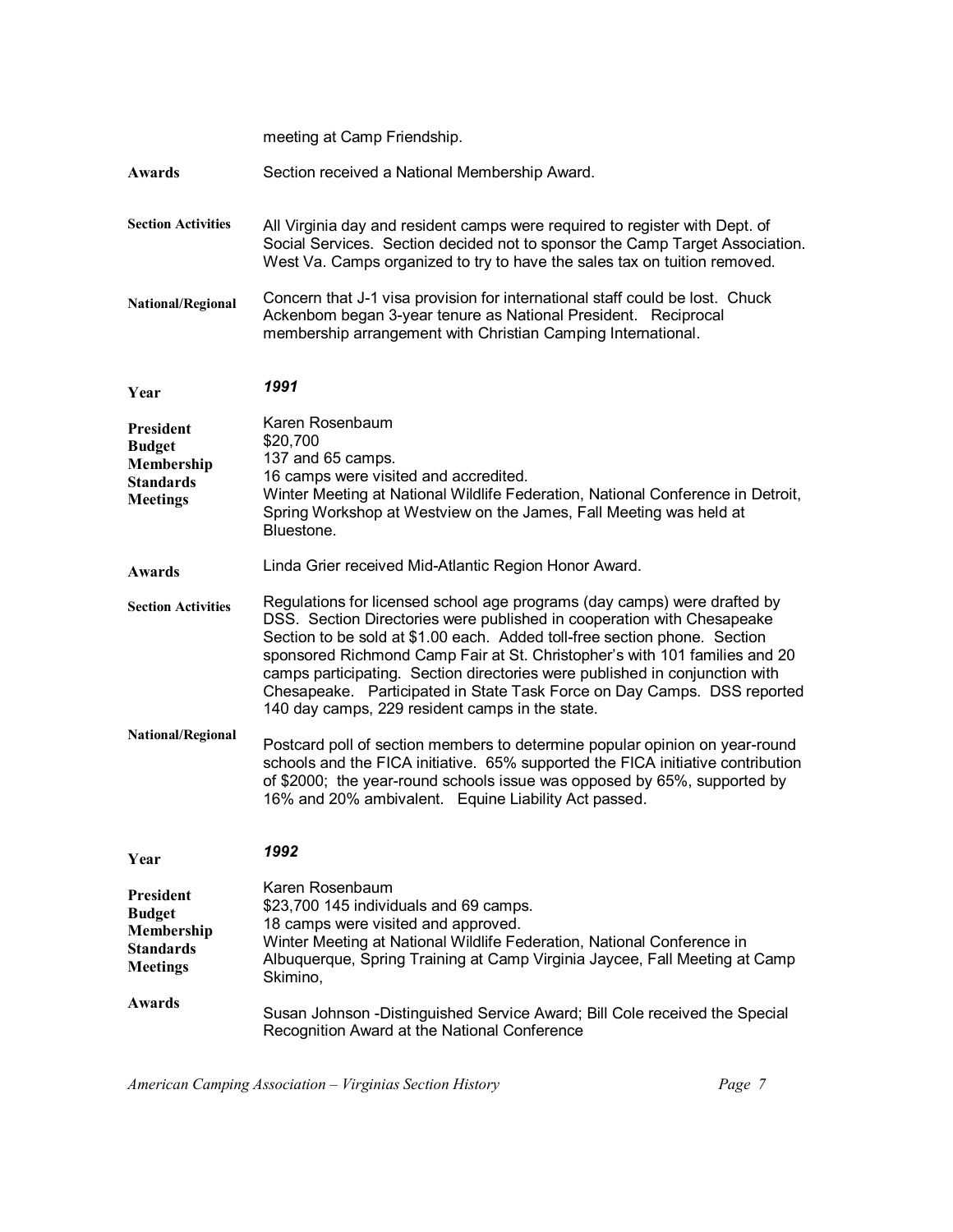meeting at Camp Friendship.

**Awards** Section received a National Membership Award.

**Section Activities** All Virginia day and resident camps were required to register with Dept. of Social Services. Section decided not to sponsor the Camp Target Association. West Va. Camps organized to try to have the sales tax on tuition removed.

**National/Regional** Concern that J-1 visa provision for international staff could be lost. Chuck Ackenbom began 3-year tenure as National President. Reciprocal membership arrangement with Christian Camping International.

**Year** ***1991***

**President** Karen Rosenbaum
**Budget** $20,700
**Membership** 137 and 65 camps.
**Standards** 16 camps were visited and accredited.
**Meetings** Winter Meeting at National Wildlife Federation, National Conference in Detroit, Spring Workshop at Westview on the James, Fall Meeting was held at Bluestone.

**Awards** Linda Grier received Mid-Atlantic Region Honor Award.

**Section Activities** Regulations for licensed school age programs (day camps) were drafted by DSS. Section Directories were published in cooperation with Chesapeake Section to be sold at $1.00 each. Added toll-free section phone. Section sponsored Richmond Camp Fair at St. Christopher's with 101 families and 20 camps participating. Section directories were published in conjunction with Chesapeake. Participated in State Task Force on Day Camps. DSS reported 140 day camps, 229 resident camps in the state.

**National/Regional** Postcard poll of section members to determine popular opinion on year-round schools and the FICA initiative. 65% supported the FICA initiative contribution of $2000; the year-round schools issue was opposed by 65%, supported by 16% and 20% ambivalent. Equine Liability Act passed.

**Year** ***1992***

**President** Karen Rosenbaum
**Budget** $23,700
**Membership** 145 individuals and 69 camps.
**Standards** 18 camps were visited and approved.
**Meetings** Winter Meeting at National Wildlife Federation, National Conference in Albuquerque, Spring Training at Camp Virginia Jaycee, Fall Meeting at Camp Skimino,

**Awards** Susan Johnson -Distinguished Service Award; Bill Cole received the Special Recognition Award at the National Conference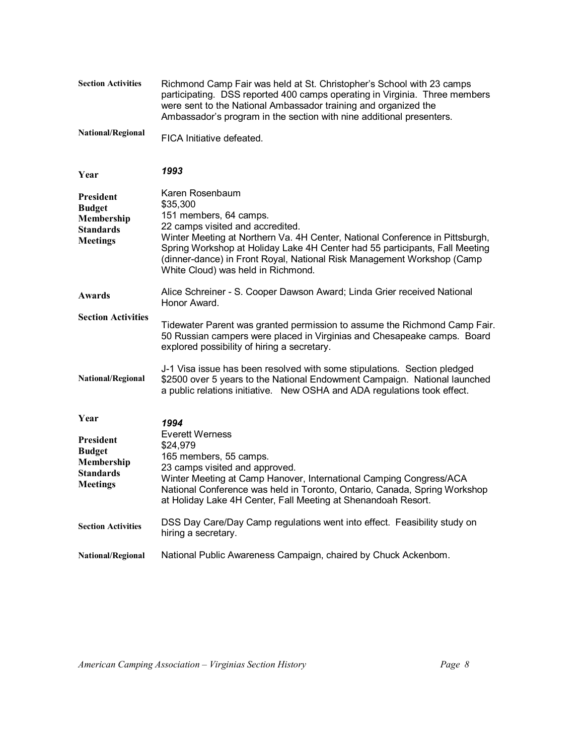**Section Activities** Richmond Camp Fair was held at St. Christopher's School with 23 camps participating. DSS reported 400 camps operating in Virginia. Three members were sent to the National Ambassador training and organized the Ambassador's program in the section with nine additional presenters.

**National/Regional** FICA Initiative defeated.

**Year** ***1993***

**President** Karen Rosenbaum
**Budget** $35,300
**Membership** 151 members, 64 camps.
**Standards** 22 camps visited and accredited.
**Meetings** Winter Meeting at Northern Va. 4H Center, National Conference in Pittsburgh, Spring Workshop at Holiday Lake 4H Center had 55 participants, Fall Meeting (dinner-dance) in Front Royal, National Risk Management Workshop (Camp White Cloud) was held in Richmond.

**Awards** Alice Schreiner - S. Cooper Dawson Award; Linda Grier received National Honor Award.

**Section Activities** Tidewater Parent was granted permission to assume the Richmond Camp Fair. 50 Russian campers were placed in Virginias and Chesapeake camps. Board explored possibility of hiring a secretary.

**National/Regional** J-1 Visa issue has been resolved with some stipulations. Section pledged $2500 over 5 years to the National Endowment Campaign. National launched a public relations initiative. New OSHA and ADA regulations took effect.

**Year** ***1994***

**President** Everett Werness
**Budget** $24,979
**Membership** 165 members, 55 camps.
**Standards** 23 camps visited and approved.
**Meetings** Winter Meeting at Camp Hanover, International Camping Congress/ACA National Conference was held in Toronto, Ontario, Canada, Spring Workshop at Holiday Lake 4H Center, Fall Meeting at Shenandoah Resort.

**Section Activities** DSS Day Care/Day Camp regulations went into effect. Feasibility study on hiring a secretary.

**National/Regional** National Public Awareness Campaign, chaired by Chuck Ackenbom.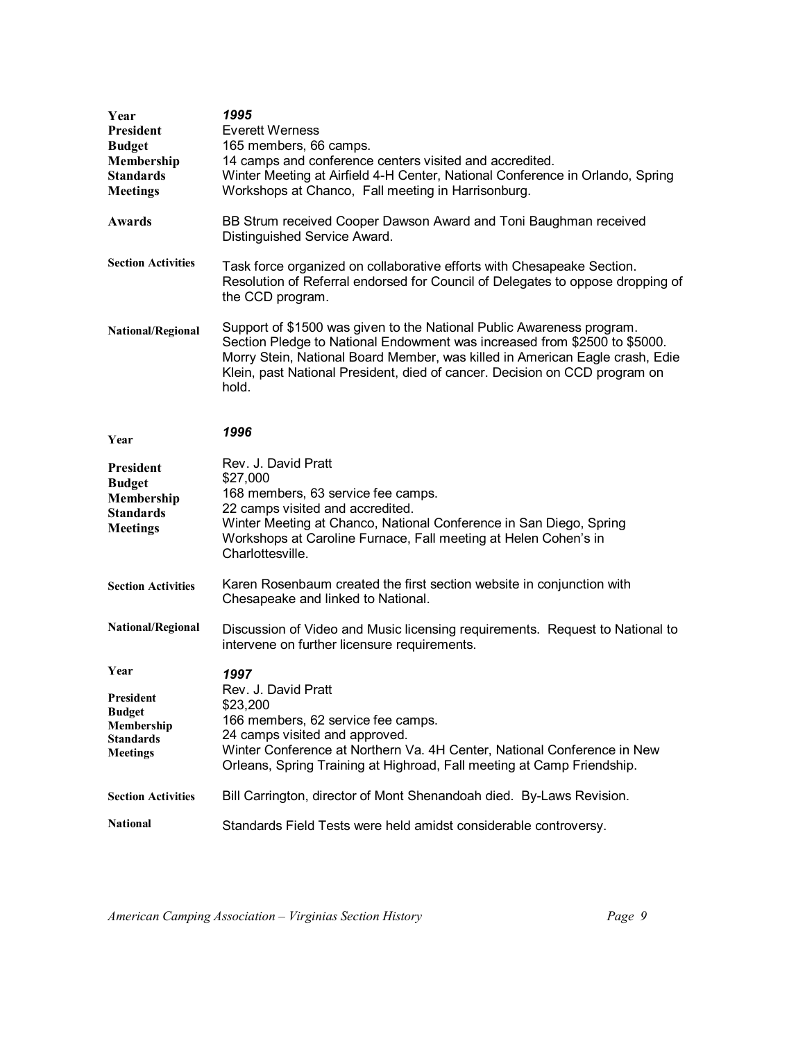| | |
|---|---|
| **Year** | ***1995*** |
| **President** | Everett Werness |
| **Budget** | 165 members, 66 camps. |
| **Membership** | 14 camps and conference centers visited and accredited. |
| **Standards** | Winter Meeting at Airfield 4-H Center, National Conference in Orlando, Spring |
| **Meetings** | Workshops at Chanco, Fall meeting in Harrisonburg. |
| **Awards** | BB Strum received Cooper Dawson Award and Toni Baughman received Distinguished Service Award. |
| **Section Activities** | Task force organized on collaborative efforts with Chesapeake Section. Resolution of Referral endorsed for Council of Delegates to oppose dropping of the CCD program. |
| **National/Regional** | Support of $1500 was given to the National Public Awareness program. Section Pledge to National Endowment was increased from $2500 to $5000. Morry Stein, National Board Member, was killed in American Eagle crash, Edie Klein, past National President, died of cancer. Decision on CCD program on hold. |

| | |
|---|---|
| **Year** | ***1996*** |
| **President** | Rev. J. David Pratt |
| **Budget** | $27,000 |
| **Membership** | 168 members, 63 service fee camps. |
| **Standards** | 22 camps visited and accredited. |
| **Meetings** | Winter Meeting at Chanco, National Conference in San Diego, Spring Workshops at Caroline Furnace, Fall meeting at Helen Cohen's in Charlottesville. |
| **Section Activities** | Karen Rosenbaum created the first section website in conjunction with Chesapeake and linked to National. |
| **National/Regional** | Discussion of Video and Music licensing requirements. Request to National to intervene on further licensure requirements. |

| | |
|---|---|
| **Year** | ***1997*** |
| **President** | Rev. J. David Pratt |
| **Budget** | $23,200 |
| **Membership** | 166 members, 62 service fee camps. |
| **Standards** | 24 camps visited and approved. |
| **Meetings** | Winter Conference at Northern Va. 4H Center, National Conference in New Orleans, Spring Training at Highroad, Fall meeting at Camp Friendship. |
| **Section Activities** | Bill Carrington, director of Mont Shenandoah died. By-Laws Revision. |
| **National** | Standards Field Tests were held amidst considerable controversy. |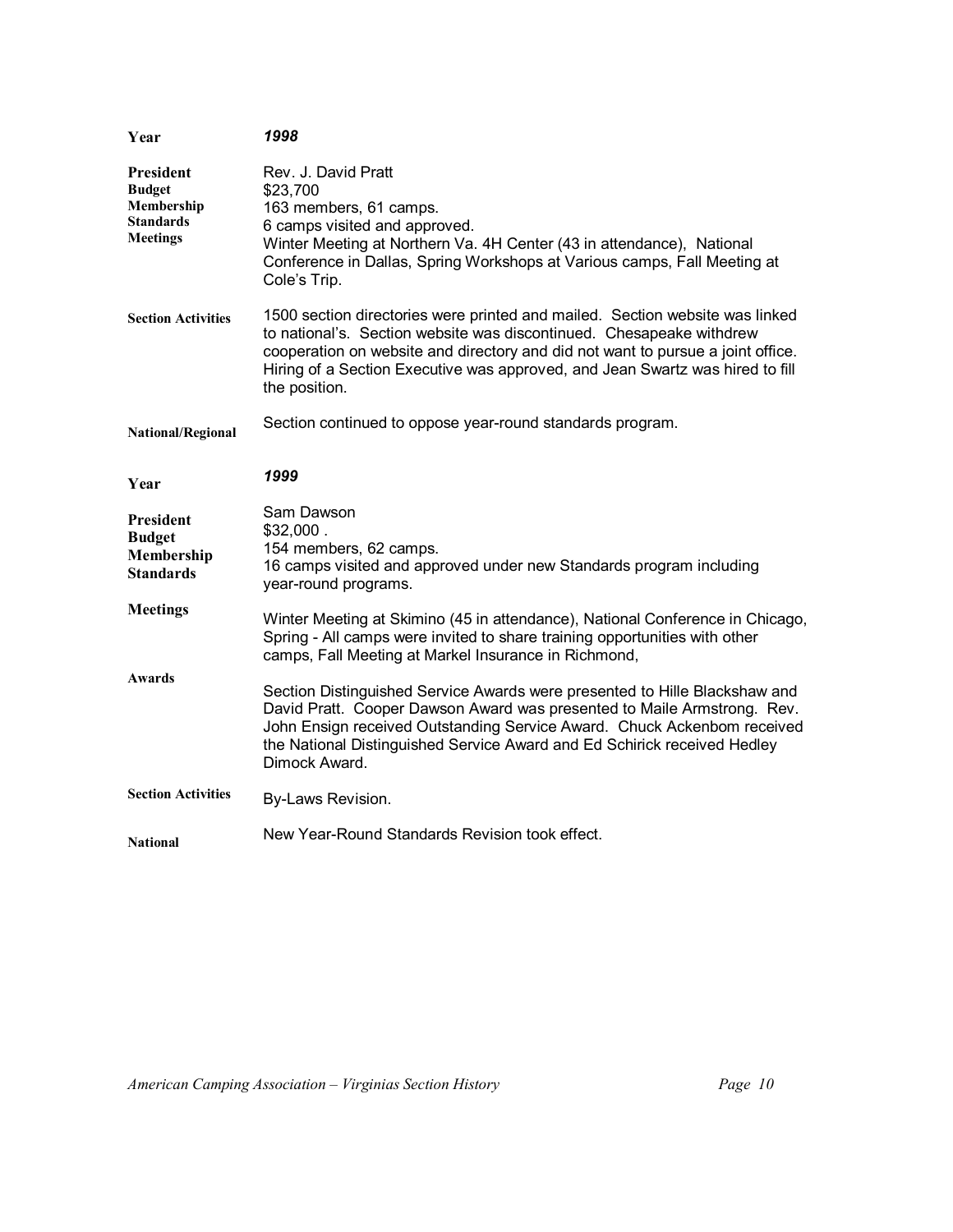| | |
|---|---|
| **Year** | ***1998*** |
| **President** | Rev. J. David Pratt |
| **Budget** | $23,700 |
| **Membership** | 163 members, 61 camps. |
| **Standards** | 6 camps visited and approved. |
| **Meetings** | Winter Meeting at Northern Va. 4H Center (43 in attendance), National Conference in Dallas, Spring Workshops at Various camps, Fall Meeting at Cole's Trip. |
| **Section Activities** | 1500 section directories were printed and mailed. Section website was linked to national's. Section website was discontinued. Chesapeake withdrew cooperation on website and directory and did not want to pursue a joint office. Hiring of a Section Executive was approved, and Jean Swartz was hired to fill the position. |
| **National/Regional** | Section continued to oppose year-round standards program. |

| | |
|---|---|
| **Year** | ***1999*** |
| **President** | Sam Dawson |
| **Budget** | $32,000 . |
| **Membership** | 154 members, 62 camps. |
| **Standards** | 16 camps visited and approved under new Standards program including year-round programs. |
| **Meetings** | Winter Meeting at Skimino (45 in attendance), National Conference in Chicago, Spring - All camps were invited to share training opportunities with other camps, Fall Meeting at Markel Insurance in Richmond, |
| **Awards** | Section Distinguished Service Awards were presented to Hille Blackshaw and David Pratt. Cooper Dawson Award was presented to Maile Armstrong. Rev. John Ensign received Outstanding Service Award. Chuck Ackenbom received the National Distinguished Service Award and Ed Schirick received Hedley Dimock Award. |
| **Section Activities** | By-Laws Revision. |
| **National** | New Year-Round Standards Revision took effect. |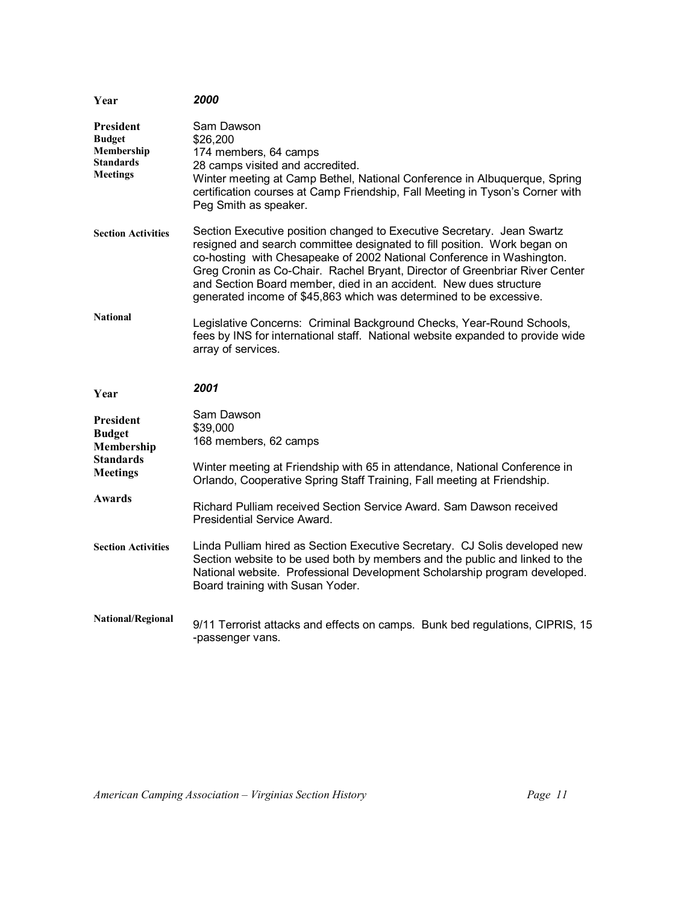| | |
|---|---|
| **Year** | ***2000*** |
| **President** | Sam Dawson |
| **Budget** | $26,200 |
| **Membership** | 174 members, 64 camps |
| **Standards** | 28 camps visited and accredited. |
| **Meetings** | Winter meeting at Camp Bethel, National Conference in Albuquerque, Spring certification courses at Camp Friendship, Fall Meeting in Tyson's Corner with Peg Smith as speaker. |
| **Section Activities** | Section Executive position changed to Executive Secretary. Jean Swartz resigned and search committee designated to fill position. Work began on co-hosting with Chesapeake of 2002 National Conference in Washington. Greg Cronin as Co-Chair. Rachel Bryant, Director of Greenbriar River Center and Section Board member, died in an accident. New dues structure generated income of $45,863 which was determined to be excessive. |
| **National** | Legislative Concerns: Criminal Background Checks, Year-Round Schools, fees by INS for international staff. National website expanded to provide wide array of services. |

| | |
|---|---|
| **Year** | ***2001*** |
| **President** | Sam Dawson |
| **Budget** | $39,000 |
| **Membership** | 168 members, 62 camps |
| **Standards** | |
| **Meetings** | Winter meeting at Friendship with 65 in attendance, National Conference in Orlando, Cooperative Spring Staff Training, Fall meeting at Friendship. |
| **Awards** | Richard Pulliam received Section Service Award. Sam Dawson received Presidential Service Award. |
| **Section Activities** | Linda Pulliam hired as Section Executive Secretary. CJ Solis developed new Section website to be used both by members and the public and linked to the National website. Professional Development Scholarship program developed. Board training with Susan Yoder. |
| **National/Regional** | 9/11 Terrorist attacks and effects on camps. Bunk bed regulations, CIPRIS, 15 -passenger vans. |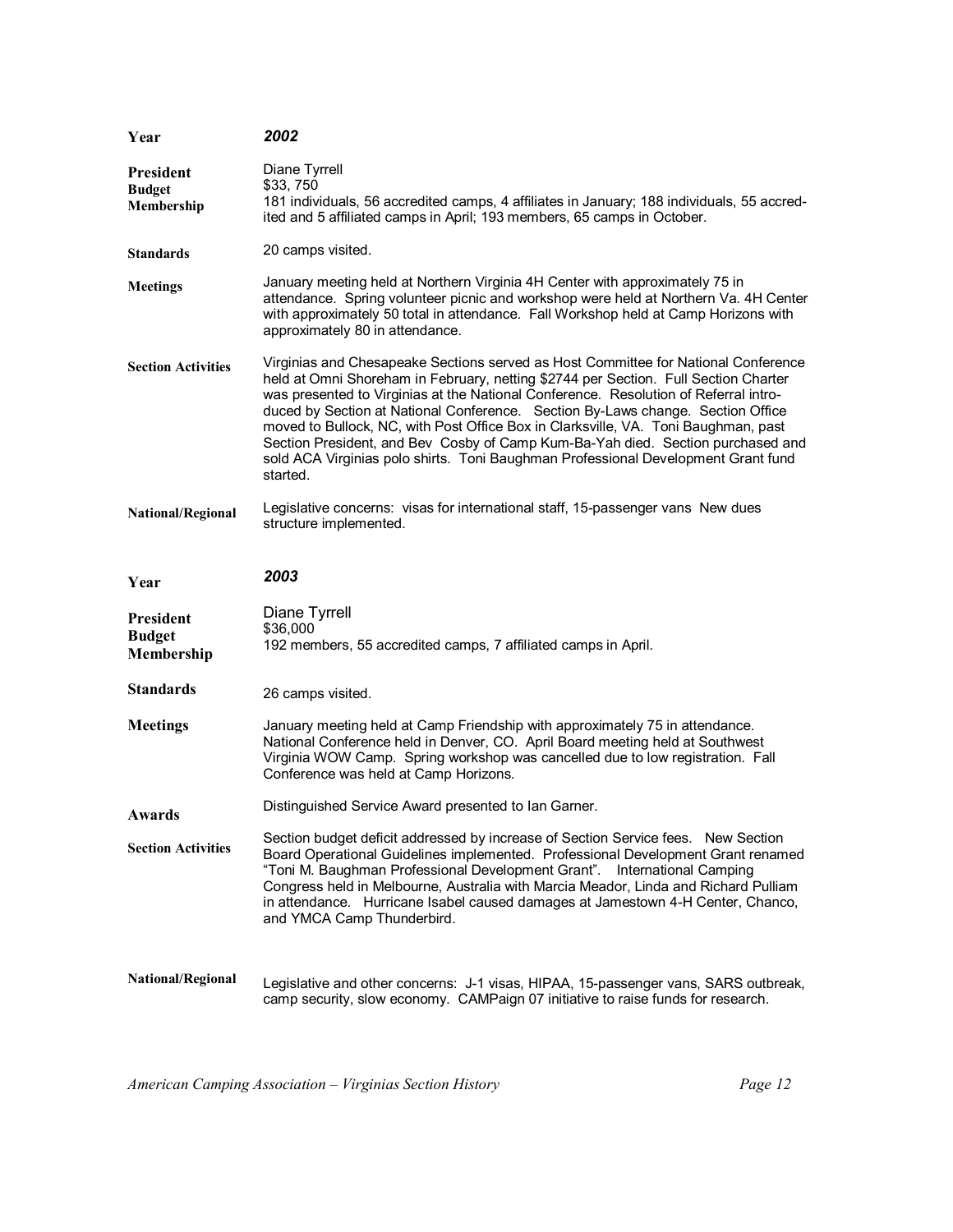| | |
|---|---|
| **Year** | ***2002*** |
| **President** | Diane Tyrrell |
| **Budget** | $33, 750 |
| **Membership** | 181 individuals, 56 accredited camps, 4 affiliates in January; 188 individuals, 55 accredited and 5 affiliated camps in April; 193 members, 65 camps in October. |
| **Standards** | 20 camps visited. |
| **Meetings** | January meeting held at Northern Virginia 4H Center with approximately 75 in attendance. Spring volunteer picnic and workshop were held at Northern Va. 4H Center with approximately 50 total in attendance. Fall Workshop held at Camp Horizons with approximately 80 in attendance. |
| **Section Activities** | Virginias and Chesapeake Sections served as Host Committee for National Conference held at Omni Shoreham in February, netting $2744 per Section. Full Section Charter was presented to Virginias at the National Conference. Resolution of Referral introduced by Section at National Conference. Section By-Laws change. Section Office moved to Bullock, NC, with Post Office Box in Clarksville, VA. Toni Baughman, past Section President, and Bev Cosby of Camp Kum-Ba-Yah died. Section purchased and sold ACA Virginias polo shirts. Toni Baughman Professional Development Grant fund started. |
| **National/Regional** | Legislative concerns: visas for international staff, 15-passenger vans New dues structure implemented. |

| | |
|---|---|
| **Year** | ***2003*** |
| **President** | Diane Tyrrell |
| **Budget** | $36,000 |
| **Membership** | 192 members, 55 accredited camps, 7 affiliated camps in April. |
| **Standards** | 26 camps visited. |
| **Meetings** | January meeting held at Camp Friendship with approximately 75 in attendance. National Conference held in Denver, CO. April Board meeting held at Southwest Virginia WOW Camp. Spring workshop was cancelled due to low registration. Fall Conference was held at Camp Horizons. |
| **Awards** | Distinguished Service Award presented to Ian Garner. |
| **Section Activities** | Section budget deficit addressed by increase of Section Service fees. New Section Board Operational Guidelines implemented. Professional Development Grant renamed "Toni M. Baughman Professional Development Grant". International Camping Congress held in Melbourne, Australia with Marcia Meador, Linda and Richard Pulliam in attendance. Hurricane Isabel caused damages at Jamestown 4-H Center, Chanco, and YMCA Camp Thunderbird. |
| **National/Regional** | Legislative and other concerns: J-1 visas, HIPAA, 15-passenger vans, SARS outbreak, camp security, slow economy. CAMPaign 07 initiative to raise funds for research. |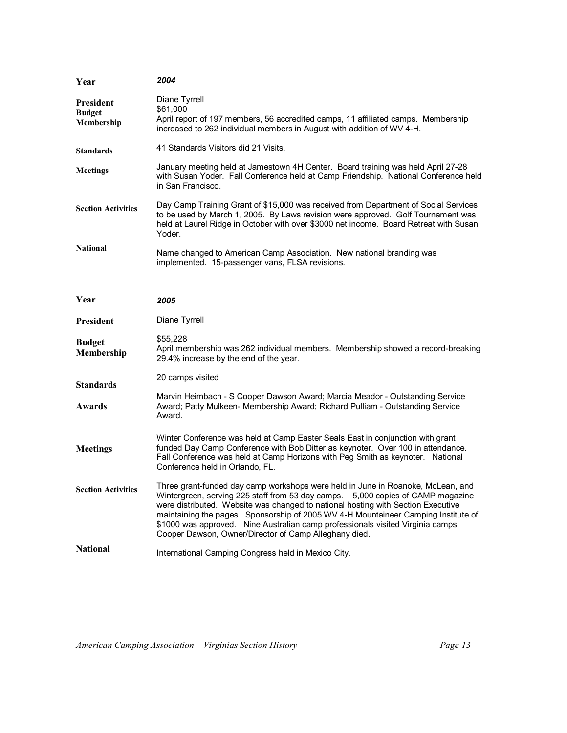| | |
|---|---|
| **Year** | ***2004*** |
| **President** | Diane Tyrrell |
| **Budget** | $61,000 |
| **Membership** | April report of 197 members, 56 accredited camps, 11 affiliated camps. Membership increased to 262 individual members in August with addition of WV 4-H. |
| **Standards** | 41 Standards Visitors did 21 Visits. |
| **Meetings** | January meeting held at Jamestown 4H Center. Board training was held April 27-28 with Susan Yoder. Fall Conference held at Camp Friendship. National Conference held in San Francisco. |
| **Section Activities** | Day Camp Training Grant of $15,000 was received from Department of Social Services to be used by March 1, 2005. By Laws revision were approved. Golf Tournament was held at Laurel Ridge in October with over $3000 net income. Board Retreat with Susan Yoder. |
| **National** | Name changed to American Camp Association. New national branding was implemented. 15-passenger vans, FLSA revisions. |

| | |
|---|---|
| **Year** | ***2005*** |
| **President** | Diane Tyrrell |
| **Budget** | $55,228 |
| **Membership** | April membership was 262 individual members. Membership showed a record-breaking 29.4% increase by the end of the year. |
| **Standards** | 20 camps visited |
| **Awards** | Marvin Heimbach - S Cooper Dawson Award; Marcia Meador - Outstanding Service Award; Patty Mulkeen- Membership Award; Richard Pulliam - Outstanding Service Award. |
| **Meetings** | Winter Conference was held at Camp Easter Seals East in conjunction with grant funded Day Camp Conference with Bob Ditter as keynoter. Over 100 in attendance. Fall Conference was held at Camp Horizons with Peg Smith as keynoter. National Conference held in Orlando, FL. |
| **Section Activities** | Three grant-funded day camp workshops were held in June in Roanoke, McLean, and Wintergreen, serving 225 staff from 53 day camps. 5,000 copies of CAMP magazine were distributed. Website was changed to national hosting with Section Executive maintaining the pages. Sponsorship of 2005 WV 4-H Mountaineer Camping Institute of $1000 was approved. Nine Australian camp professionals visited Virginia camps. Cooper Dawson, Owner/Director of Camp Alleghany died. |
| **National** | International Camping Congress held in Mexico City. |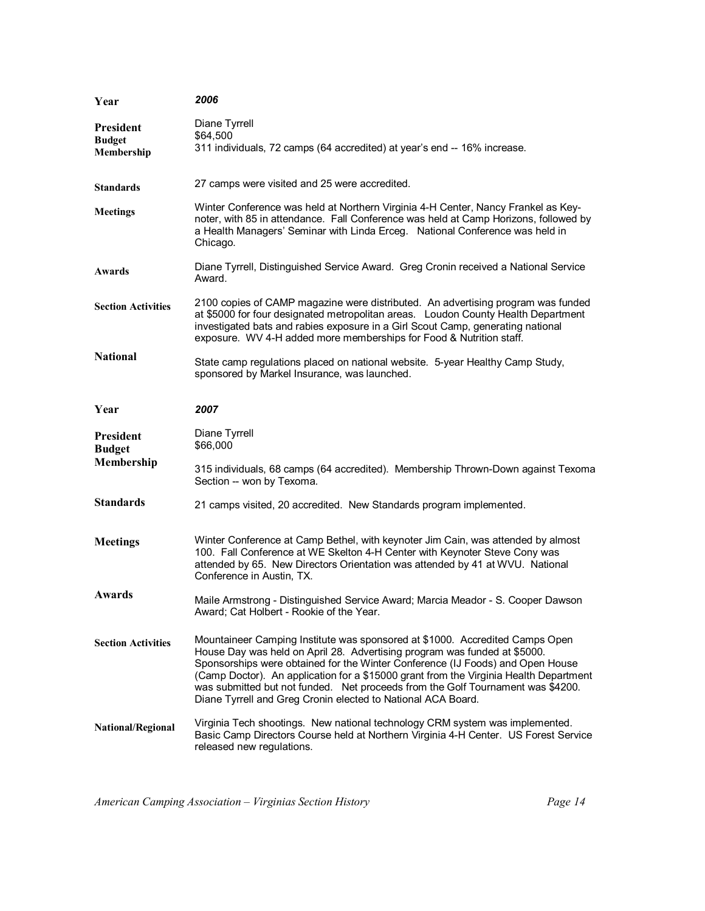| | |
|---|---|
| **Year** | ***2006*** |
| **President** | Diane Tyrrell |
| **Budget** | $64,500 |
| **Membership** | 311 individuals, 72 camps (64 accredited) at year's end -- 16% increase. |
| **Standards** | 27 camps were visited and 25 were accredited. |
| **Meetings** | Winter Conference was held at Northern Virginia 4-H Center, Nancy Frankel as Key-noter, with 85 in attendance. Fall Conference was held at Camp Horizons, followed by a Health Managers' Seminar with Linda Erceg. National Conference was held in Chicago. |
| **Awards** | Diane Tyrrell, Distinguished Service Award. Greg Cronin received a National Service Award. |
| **Section Activities** | 2100 copies of CAMP magazine were distributed. An advertising program was funded at $5000 for four designated metropolitan areas. Loudon County Health Department investigated bats and rabies exposure in a Girl Scout Camp, generating national exposure. WV 4-H added more memberships for Food & Nutrition staff. |
| **National** | State camp regulations placed on national website. 5-year Healthy Camp Study, sponsored by Markel Insurance, was launched. |

| | |
|---|---|
| **Year** | ***2007*** |
| **President** | Diane Tyrrell |
| **Budget** | $66,000 |
| **Membership** | 315 individuals, 68 camps (64 accredited). Membership Thrown-Down against Texoma Section -- won by Texoma. |
| **Standards** | 21 camps visited, 20 accredited. New Standards program implemented. |
| **Meetings** | Winter Conference at Camp Bethel, with keynoter Jim Cain, was attended by almost 100. Fall Conference at WE Skelton 4-H Center with Keynoter Steve Cony was attended by 65. New Directors Orientation was attended by 41 at WVU. National Conference in Austin, TX. |
| **Awards** | Maile Armstrong - Distinguished Service Award; Marcia Meador - S. Cooper Dawson Award; Cat Holbert - Rookie of the Year. |
| **Section Activities** | Mountaineer Camping Institute was sponsored at $1000. Accredited Camps Open House Day was held on April 28. Advertising program was funded at $5000. Sponsorships were obtained for the Winter Conference (IJ Foods) and Open House (Camp Doctor). An application for a $15000 grant from the Virginia Health Department was submitted but not funded. Net proceeds from the Golf Tournament was $4200. Diane Tyrrell and Greg Cronin elected to National ACA Board. |
| **National/Regional** | Virginia Tech shootings. New national technology CRM system was implemented. Basic Camp Directors Course held at Northern Virginia 4-H Center. US Forest Service released new regulations. |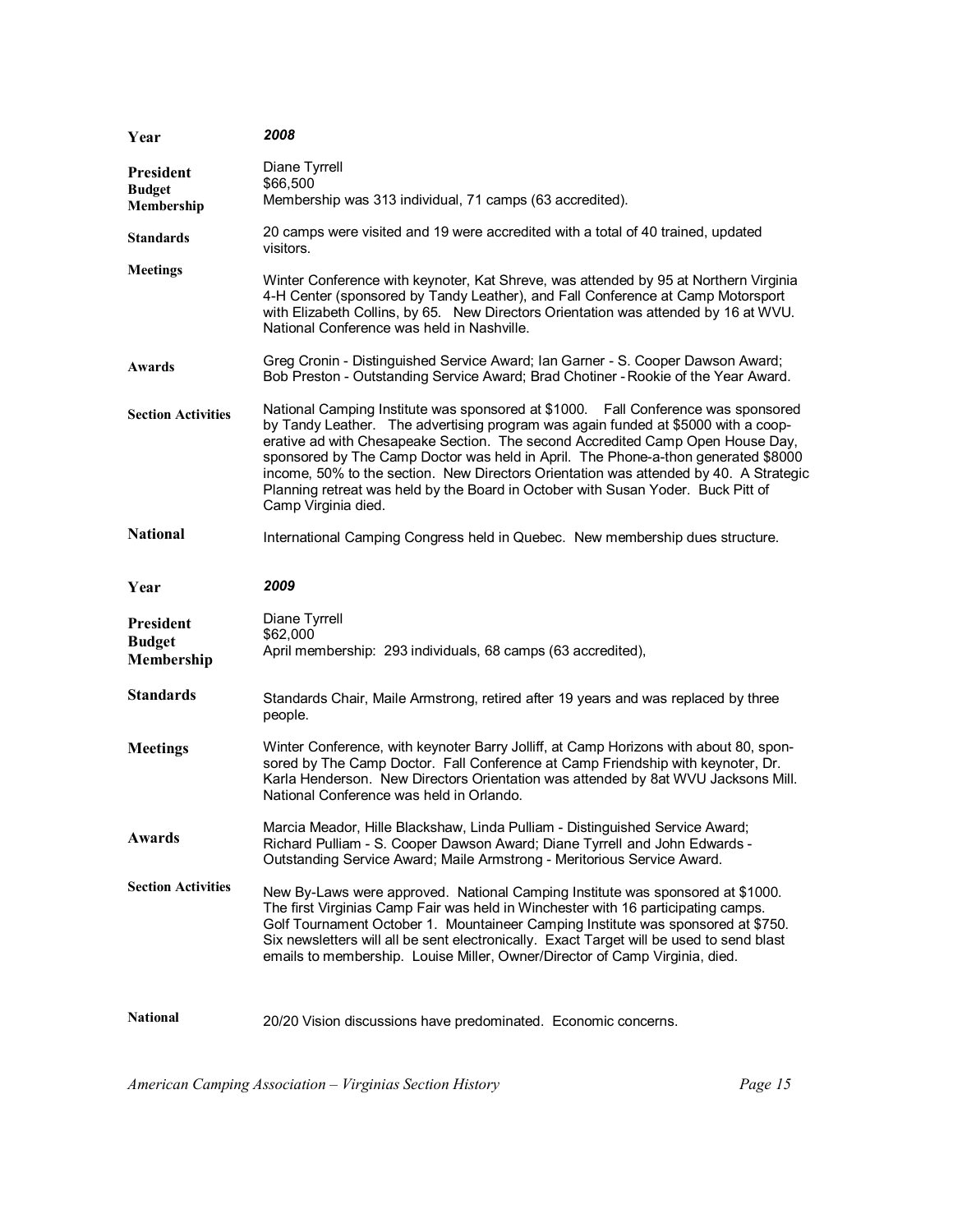| | |
|---|---|
| **Year** | ***2008*** |
| **President** | Diane Tyrrell |
| **Budget** | $66,500 |
| **Membership** | Membership was 313 individual, 71 camps (63 accredited). |
| **Standards** | 20 camps were visited and 19 were accredited with a total of 40 trained, updated visitors. |
| **Meetings** | Winter Conference with keynoter, Kat Shreve, was attended by 95 at Northern Virginia 4-H Center (sponsored by Tandy Leather), and Fall Conference at Camp Motorsport with Elizabeth Collins, by 65. New Directors Orientation was attended by 16 at WVU. National Conference was held in Nashville. |
| **Awards** | Greg Cronin - Distinguished Service Award; Ian Garner - S. Cooper Dawson Award; Bob Preston - Outstanding Service Award; Brad Chotiner - Rookie of the Year Award. |
| **Section Activities** | National Camping Institute was sponsored at $1000. Fall Conference was sponsored by Tandy Leather. The advertising program was again funded at $5000 with a cooperative ad with Chesapeake Section. The second Accredited Camp Open House Day, sponsored by The Camp Doctor was held in April. The Phone-a-thon generated $8000 income, 50% to the section. New Directors Orientation was attended by 40. A Strategic Planning retreat was held by the Board in October with Susan Yoder. Buck Pitt of Camp Virginia died. |
| **National** | International Camping Congress held in Quebec. New membership dues structure. |

| | |
|---|---|
| **Year** | ***2009*** |
| **President** | Diane Tyrrell |
| **Budget** | $62,000 |
| **Membership** | April membership: 293 individuals, 68 camps (63 accredited), |
| **Standards** | Standards Chair, Maile Armstrong, retired after 19 years and was replaced by three people. |
| **Meetings** | Winter Conference, with keynoter Barry Jolliff, at Camp Horizons with about 80, sponsored by The Camp Doctor. Fall Conference at Camp Friendship with keynoter, Dr. Karla Henderson. New Directors Orientation was attended by 8at WVU Jacksons Mill. National Conference was held in Orlando. |
| **Awards** | Marcia Meador, Hille Blackshaw, Linda Pulliam - Distinguished Service Award; Richard Pulliam - S. Cooper Dawson Award; Diane Tyrrell and John Edwards - Outstanding Service Award; Maile Armstrong - Meritorious Service Award. |
| **Section Activities** | New By-Laws were approved. National Camping Institute was sponsored at $1000. The first Virginias Camp Fair was held in Winchester with 16 participating camps. Golf Tournament October 1. Mountaineer Camping Institute was sponsored at $750. Six newsletters will all be sent electronically. Exact Target will be used to send blast emails to membership. Louise Miller, Owner/Director of Camp Virginia, died. |
| **National** | 20/20 Vision discussions have predominated. Economic concerns. |